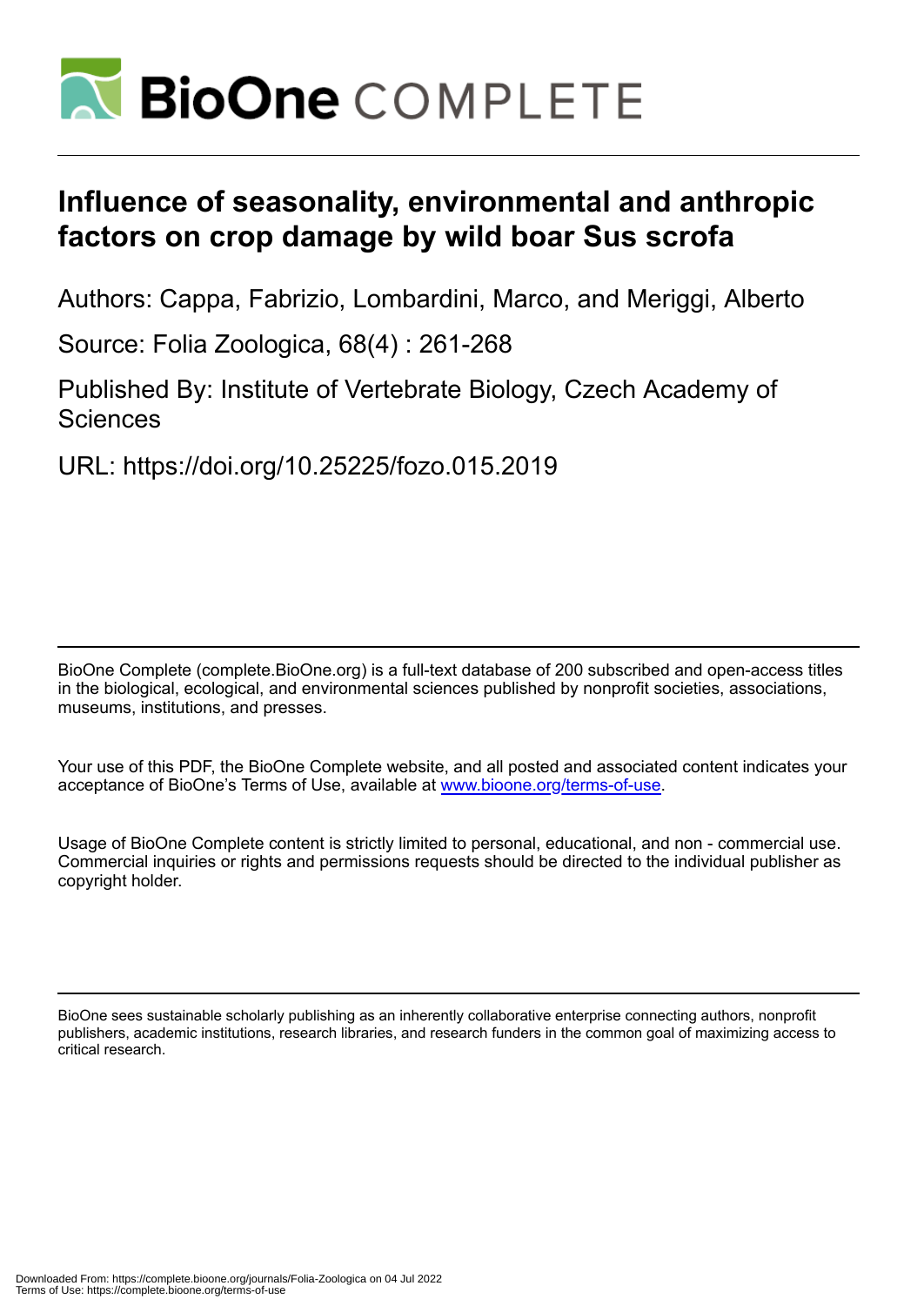# Influence of seasonality, environmental and anthropic factors on crop damage by wild boar Sus scrofa

Authors: Cappa, Fabrizio, Lombardini, Marco, and Meriggi, Alberto

Source: Folia Zoologica, 68(4) : 261-268

Published By: Institute of Vertebrate Biology, Czech Academy of Sciences

URL: https://doi.org/10.25225/fozo.015.2019

BioOne Complete (complete.BioOne.org) is a full-text database of 200 subscribed and open-access titles in the biological, ecological, and environmental sciences published by nonprofit societies, associations, museums, institutions, and presses.

Your use of this PDF, the BioOne Complete website, and all posted and associated content indicates your acceptance of BioOne's Terms of Use, available at www.bioone.org/terms-of-use.

Usage of BioOne Complete content is strictly limited to personal, educational, and non - commercial use. Commercial inquiries or rights and permissions requests should be directed to the individual publisher as copyright holder.

BioOne sees sustainable scholarly publishing as an inherently collaborative enterprise connecting authors, nonprofit publishers, academic institutions, research libraries, and research funders in the common goal of maximizing access to critical research.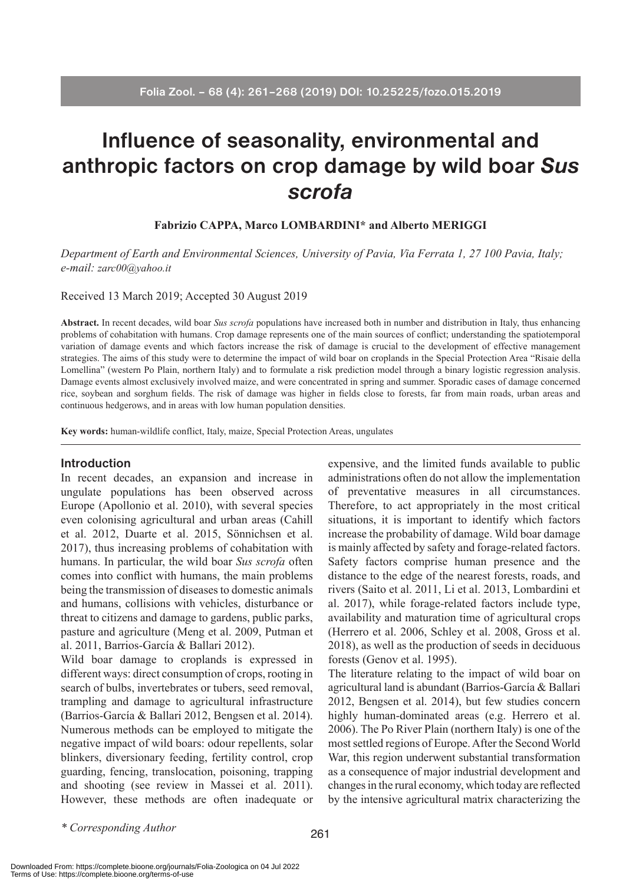# Influence of seasonality, environmental and anthropic factors on crop damage by wild boar *Sus scrofa*

**Fabrizio CAPPA, Marco LOMBARDINI\* and Alberto MERIGGI**

*Department of Earth and Environmental Sciences, University of Pavia, Via Ferrata 1, 27 100 Pavia, Italy; e-mail: zarc00@yahoo.it*

Received 13 March 2019; Accepted 30 August 2019

**Abstract.** In recent decades, wild boar *Sus scrofa* populations have increased both in number and distribution in Italy, thus enhancing problems of cohabitation with humans. Crop damage represents one of the main sources of conflict; understanding the spatiotemporal variation of damage events and which factors increase the risk of damage is crucial to the development of effective management strategies. The aims of this study were to determine the impact of wild boar on croplands in the Special Protection Area "Risaie della Lomellina" (western Po Plain, northern Italy) and to formulate a risk prediction model through a binary logistic regression analysis. Damage events almost exclusively involved maize, and were concentrated in spring and summer. Sporadic cases of damage concerned rice, soybean and sorghum fields. The risk of damage was higher in fields close to forests, far from main roads, urban areas and continuous hedgerows, and in areas with low human population densities.

**Key words:** human-wildlife conflict, Italy, maize, Special Protection Areas, ungulates

## Introduction

In recent decades, an expansion and increase in ungulate populations has been observed across Europe (Apollonio et al. 2010), with several species even colonising agricultural and urban areas (Cahill et al. 2012, Duarte et al. 2015, Sönnichsen et al. 2017), thus increasing problems of cohabitation with humans. In particular, the wild boar *Sus scrofa* often comes into conflict with humans, the main problems being the transmission of diseases to domestic animals and humans, collisions with vehicles, disturbance or threat to citizens and damage to gardens, public parks, pasture and agriculture (Meng et al. 2009, Putman et al. 2011, Barrios-García & Ballari 2012).

Wild boar damage to croplands is expressed in different ways: direct consumption of crops, rooting in search of bulbs, invertebrates or tubers, seed removal, trampling and damage to agricultural infrastructure (Barrios-García & Ballari 2012, Bengsen et al. 2014). Numerous methods can be employed to mitigate the negative impact of wild boars: odour repellents, solar blinkers, diversionary feeding, fertility control, crop guarding, fencing, translocation, poisoning, trapping and shooting (see review in Massei et al. 2011). However, these methods are often inadequate or expensive, and the limited funds available to public administrations often do not allow the implementation of preventative measures in all circumstances. Therefore, to act appropriately in the most critical situations, it is important to identify which factors increase the probability of damage. Wild boar damage is mainly affected by safety and forage-related factors. Safety factors comprise human presence and the distance to the edge of the nearest forests, roads, and rivers (Saito et al. 2011, Li et al. 2013, Lombardini et al. 2017), while forage-related factors include type, availability and maturation time of agricultural crops (Herrero et al. 2006, Schley et al. 2008, Gross et al. 2018), as well as the production of seeds in deciduous forests (Genov et al. 1995).

The literature relating to the impact of wild boar on agricultural land is abundant (Barrios-García & Ballari 2012, Bengsen et al. 2014), but few studies concern highly human-dominated areas (e.g. Herrero et al. 2006). The Po River Plain (northern Italy) is one of the most settled regions of Europe. After the Second World War, this region underwent substantial transformation as a consequence of major industrial development and changes in the rural economy, which today are reflected by the intensive agricultural matrix characterizing the

*\* Corresponding Author*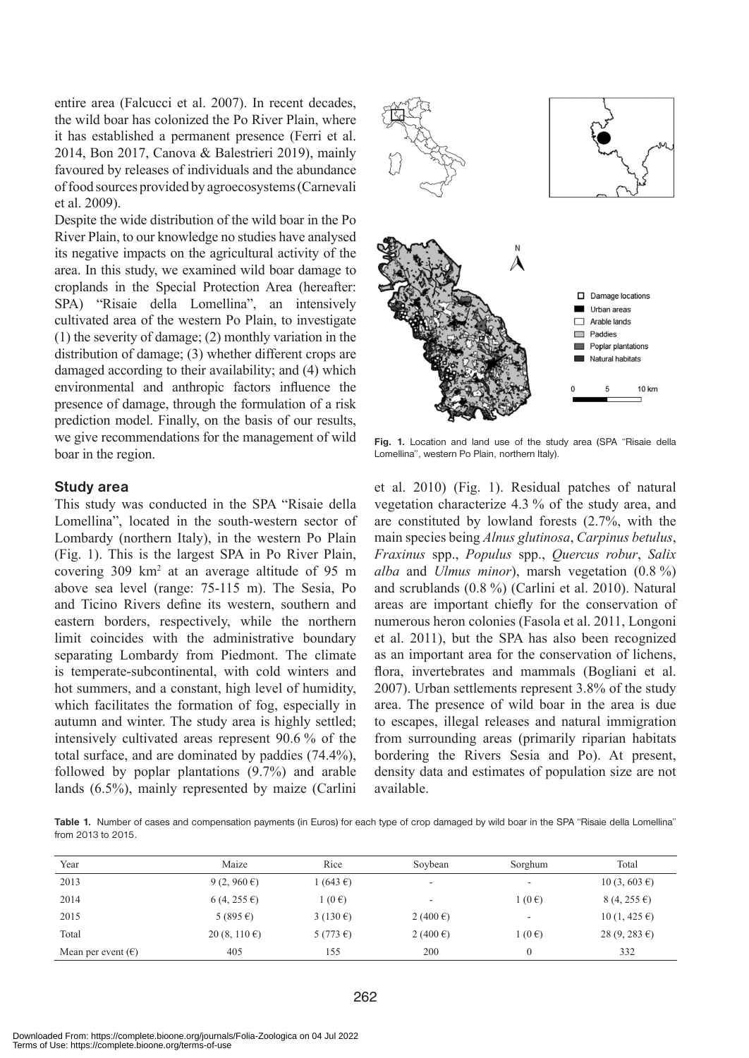entire area (Falcucci et al. 2007). In recent decades, the wild boar has colonized the Po River Plain, where it has established a permanent presence (Ferri et al. 2014, Bon 2017, Canova & Balestrieri 2019), mainly favoured by releases of individuals and the abundance of food sources provided by agroecosystems (Carnevali et al. 2009).

Despite the wide distribution of the wild boar in the Po River Plain, to our knowledge no studies have analysed its negative impacts on the agricultural activity of the area. In this study, we examined wild boar damage to croplands in the Special Protection Area (hereafter: SPA) "Risaie della Lomellina", an intensively cultivated area of the western Po Plain, to investigate (1) the severity of damage; (2) monthly variation in the distribution of damage; (3) whether different crops are damaged according to their availability; and (4) which environmental and anthropic factors influence the presence of damage, through the formulation of a risk prediction model. Finally, on the basis of our results, we give recommendations for the management of wild boar in the region.

**Fig. 1.** Location and land use of the study area (SPA "Risaie della Lomellina", western Po Plain, northern Italy).

## Study area

This study was conducted in the SPA "Risaie della Lomellina", located in the south-western sector of Lombardy (northern Italy), in the western Po Plain (Fig. 1). This is the largest SPA in Po River Plain, covering 309 km$^2$ at an average altitude of 95 m above sea level (range: 75-115 m). The Sesia, Po and Ticino Rivers define its western, southern and eastern borders, respectively, while the northern limit coincides with the administrative boundary separating Lombardy from Piedmont. The climate is temperate-subcontinental, with cold winters and hot summers, and a constant, high level of humidity, which facilitates the formation of fog, especially in autumn and winter. The study area is highly settled; intensively cultivated areas represent 90.6 % of the total surface, and are dominated by paddies (74.4%), followed by poplar plantations (9.7%) and arable lands (6.5%), mainly represented by maize (Carlini et al. 2010) (Fig. 1). Residual patches of natural vegetation characterize 4.3 % of the study area, and are constituted by lowland forests (2.7%, with the main species being *Alnus glutinosa*, *Carpinus betulus*, *Fraxinus* spp., *Populus* spp., *Quercus robur*, *Salix alba* and *Ulmus minor*), marsh vegetation (0.8 %) and scrublands (0.8 %) (Carlini et al. 2010). Natural areas are important chiefly for the conservation of numerous heron colonies (Fasola et al. 2011, Longoni et al. 2011), but the SPA has also been recognized as an important area for the conservation of lichens, flora, invertebrates and mammals (Bogliani et al. 2007). Urban settlements represent 3.8% of the study area. The presence of wild boar in the area is due to escapes, illegal releases and natural immigration from surrounding areas (primarily riparian habitats bordering the Rivers Sesia and Po). At present, density data and estimates of population size are not available.

**Table 1.** Number of cases and compensation payments (in Euros) for each type of crop damaged by wild boar in the SPA "Risaie della Lomellina" from 2013 to 2015.

| Year | Maize | Rice | Soybean | Sorghum | Total |
|---|---|---|---|---|---|
| 2013 | 9 (2, 960 €) | 1 (643 €) | - | - | 10 (3, 603 €) |
| 2014 | 6 (4, 255 €) | 1 (0 €) | - | 1 (0 €) | 8 (4, 255 €) |
| 2015 | 5 (895 €) | 3 (130 €) | 2 (400 €) | - | 10 (1, 425 €) |
| Total | 20 (8, 110 €) | 5 (773 €) | 2 (400 €) | 1 (0 €) | 28 (9, 283 €) |
| Mean per event (€) | 405 | 155 | 200 | 0 | 332 |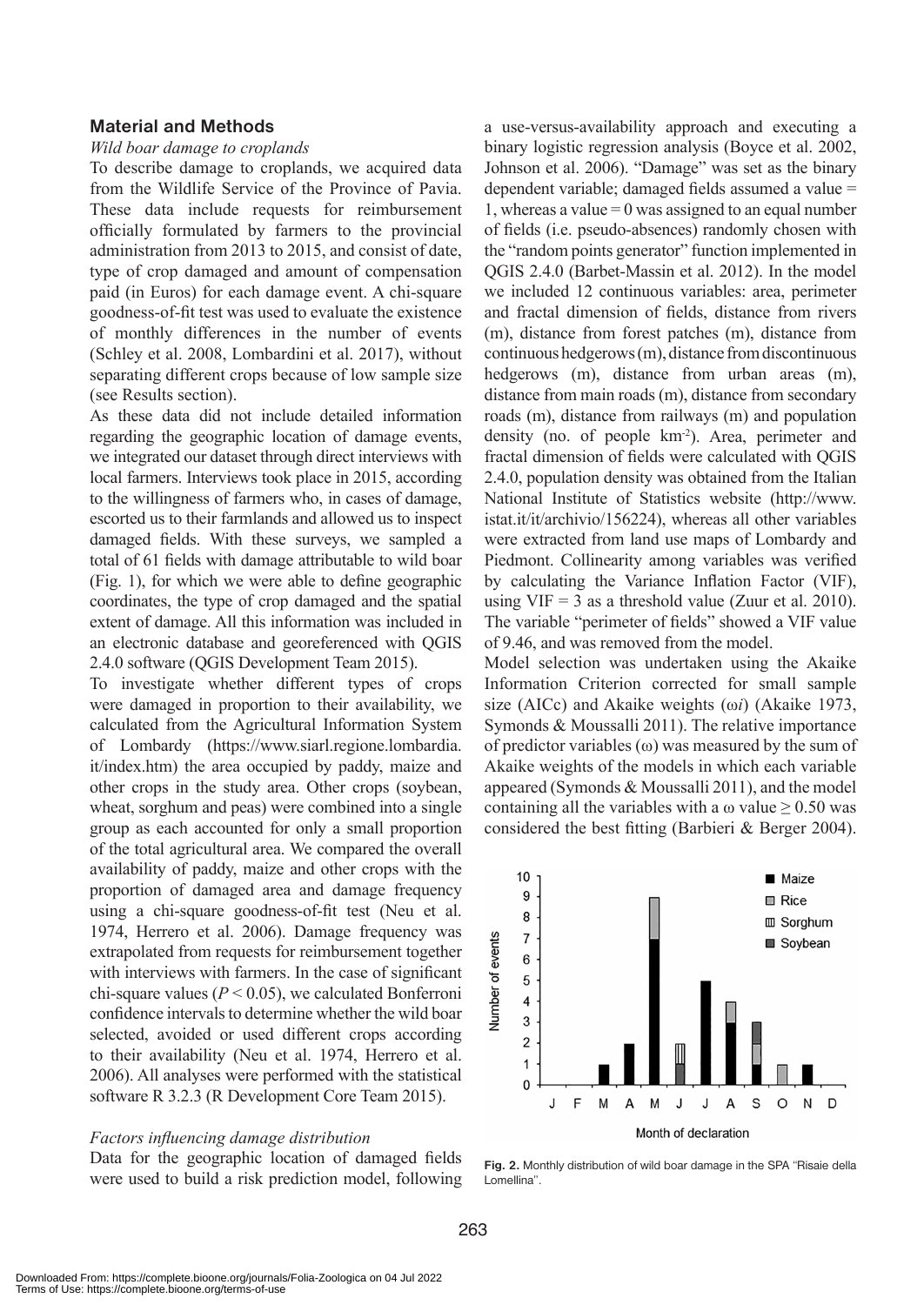## Material and Methods

*Wild boar damage to croplands*

To describe damage to croplands, we acquired data from the Wildlife Service of the Province of Pavia. These data include requests for reimbursement officially formulated by farmers to the provincial administration from 2013 to 2015, and consist of date, type of crop damaged and amount of compensation paid (in Euros) for each damage event. A chi-square goodness-of-fit test was used to evaluate the existence of monthly differences in the number of events (Schley et al. 2008, Lombardini et al. 2017), without separating different crops because of low sample size (see Results section).

As these data did not include detailed information regarding the geographic location of damage events, we integrated our dataset through direct interviews with local farmers. Interviews took place in 2015, according to the willingness of farmers who, in cases of damage, escorted us to their farmlands and allowed us to inspect damaged fields. With these surveys, we sampled a total of 61 fields with damage attributable to wild boar (Fig. 1), for which we were able to define geographic coordinates, the type of crop damaged and the spatial extent of damage. All this information was included in an electronic database and georeferenced with QGIS 2.4.0 software (QGIS Development Team 2015).

To investigate whether different types of crops were damaged in proportion to their availability, we calculated from the Agricultural Information System of Lombardy (https://www.siarl.regione.lombardia.it/index.htm) the area occupied by paddy, maize and other crops in the study area. Other crops (soybean, wheat, sorghum and peas) were combined into a single group as each accounted for only a small proportion of the total agricultural area. We compared the overall availability of paddy, maize and other crops with the proportion of damaged area and damage frequency using a chi-square goodness-of-fit test (Neu et al. 1974, Herrero et al. 2006). Damage frequency was extrapolated from requests for reimbursement together with interviews with farmers. In the case of significant chi-square values ($P < 0.05$), we calculated Bonferroni confidence intervals to determine whether the wild boar selected, avoided or used different crops according to their availability (Neu et al. 1974, Herrero et al. 2006). All analyses were performed with the statistical software R 3.2.3 (R Development Core Team 2015).

*Factors influencing damage distribution*

Data for the geographic location of damaged fields were used to build a risk prediction model, following a use-versus-availability approach and executing a binary logistic regression analysis (Boyce et al. 2002, Johnson et al. 2006). "Damage" was set as the binary dependent variable; damaged fields assumed a value = 1, whereas a value = 0 was assigned to an equal number of fields (i.e. pseudo-absences) randomly chosen with the "random points generator" function implemented in QGIS 2.4.0 (Barbet-Massin et al. 2012). In the model we included 12 continuous variables: area, perimeter and fractal dimension of fields, distance from rivers (m), distance from forest patches (m), distance from continuous hedgerows (m), distance from discontinuous hedgerows (m), distance from urban areas (m), distance from main roads (m), distance from secondary roads (m), distance from railways (m) and population density (no. of people km$^{-2}$). Area, perimeter and fractal dimension of fields were calculated with QGIS 2.4.0, population density was obtained from the Italian National Institute of Statistics website (http://www.istat.it/it/archivio/156224), whereas all other variables were extracted from land use maps of Lombardy and Piedmont. Collinearity among variables was verified by calculating the Variance Inflation Factor (VIF), using VIF = 3 as a threshold value (Zuur et al. 2010). The variable "perimeter of fields" showed a VIF value of 9.46, and was removed from the model.

Model selection was undertaken using the Akaike Information Criterion corrected for small sample size (AICc) and Akaike weights ($\omega i$) (Akaike 1973, Symonds & Moussalli 2011). The relative importance of predictor variables ($\omega$) was measured by the sum of Akaike weights of the models in which each variable appeared (Symonds & Moussalli 2011), and the model containing all the variables with a $\omega$ value $\geq 0.50$ was considered the best fitting (Barbieri & Berger 2004).

**Fig. 2.** Monthly distribution of wild boar damage in the SPA "Risaie della Lomellina".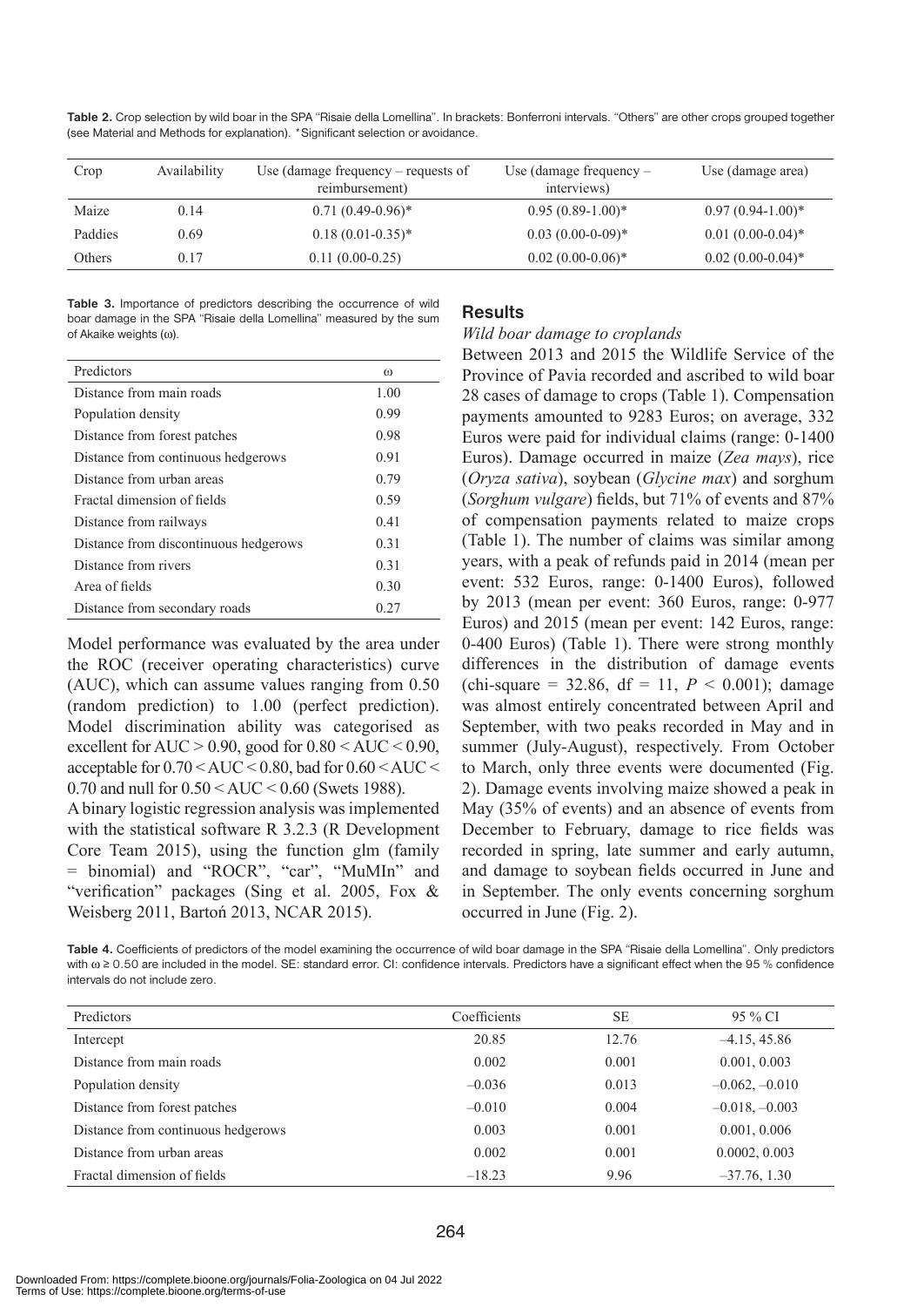**Table 2.** Crop selection by wild boar in the SPA "Risaie della Lomellina". In brackets: Bonferroni intervals. "Others" are other crops grouped together (see Material and Methods for explanation). *Significant selection or avoidance.

| Crop | Availability | Use (damage frequency – requests of reimbursement) | Use (damage frequency – interviews) | Use (damage area) |
|---|---|---|---|---|
| Maize | 0.14 | 0.71 (0.49-0.96)* | 0.95 (0.89-1.00)* | 0.97 (0.94-1.00)* |
| Paddies | 0.69 | 0.18 (0.01-0.35)* | 0.03 (0.00-0-09)* | 0.01 (0.00-0.04)* |
| Others | 0.17 | 0.11 (0.00-0.25) | 0.02 (0.00-0.06)* | 0.02 (0.00-0.04)* |

**Table 3.** Importance of predictors describing the occurrence of wild boar damage in the SPA "Risaie della Lomellina" measured by the sum of Akaike weights (ω).

| Predictors | ω |
|---|---|
| Distance from main roads | 1.00 |
| Population density | 0.99 |
| Distance from forest patches | 0.98 |
| Distance from continuous hedgerows | 0.91 |
| Distance from urban areas | 0.79 |
| Fractal dimension of fields | 0.59 |
| Distance from railways | 0.41 |
| Distance from discontinuous hedgerows | 0.31 |
| Distance from rivers | 0.31 |
| Area of fields | 0.30 |
| Distance from secondary roads | 0.27 |

Model performance was evaluated by the area under the ROC (receiver operating characteristics) curve (AUC), which can assume values ranging from 0.50 (random prediction) to 1.00 (perfect prediction). Model discrimination ability was categorised as excellent for AUC > 0.90, good for 0.80 < AUC < 0.90, acceptable for 0.70 < AUC < 0.80, bad for 0.60 < AUC < 0.70 and null for 0.50 < AUC < 0.60 (Swets 1988).

A binary logistic regression analysis was implemented with the statistical software R 3.2.3 (R Development Core Team 2015), using the function glm (family = binomial) and "ROCR", "car", "MuMIn" and "verification" packages (Sing et al. 2005, Fox & Weisberg 2011, Bartoń 2013, NCAR 2015).

## Results

### *Wild boar damage to croplands*

Between 2013 and 2015 the Wildlife Service of the Province of Pavia recorded and ascribed to wild boar 28 cases of damage to crops (Table 1). Compensation payments amounted to 9283 Euros; on average, 332 Euros were paid for individual claims (range: 0-1400 Euros). Damage occurred in maize (*Zea mays*), rice (*Oryza sativa*), soybean (*Glycine max*) and sorghum (*Sorghum vulgare*) fields, but 71% of events and 87% of compensation payments related to maize crops (Table 1). The number of claims was similar among years, with a peak of refunds paid in 2014 (mean per event: 532 Euros, range: 0-1400 Euros), followed by 2013 (mean per event: 360 Euros, range: 0-977 Euros) and 2015 (mean per event: 142 Euros, range: 0-400 Euros) (Table 1). There were strong monthly differences in the distribution of damage events (chi-square = 32.86, df = 11, $P < 0.001$); damage was almost entirely concentrated between April and September, with two peaks recorded in May and in summer (July-August), respectively. From October to March, only three events were documented (Fig. 2). Damage events involving maize showed a peak in May (35% of events) and an absence of events from December to February, damage to rice fields was recorded in spring, late summer and early autumn, and damage to soybean fields occurred in June and in September. The only events concerning sorghum occurred in June (Fig. 2).

**Table 4.** Coefficients of predictors of the model examining the occurrence of wild boar damage in the SPA "Risaie della Lomellina". Only predictors with ω ≥ 0.50 are included in the model. SE: standard error. CI: confidence intervals. Predictors have a significant effect when the 95 % confidence intervals do not include zero.

| Predictors | Coefficients | SE | 95 % CI |
|---|---|---|---|
| Intercept | 20.85 | 12.76 | –4.15, 45.86 |
| Distance from main roads | 0.002 | 0.001 | 0.001, 0.003 |
| Population density | –0.036 | 0.013 | –0.062, –0.010 |
| Distance from forest patches | –0.010 | 0.004 | –0.018, –0.003 |
| Distance from continuous hedgerows | 0.003 | 0.001 | 0.001, 0.006 |
| Distance from urban areas | 0.002 | 0.001 | 0.0002, 0.003 |
| Fractal dimension of fields | –18.23 | 9.96 | –37.76, 1.30 |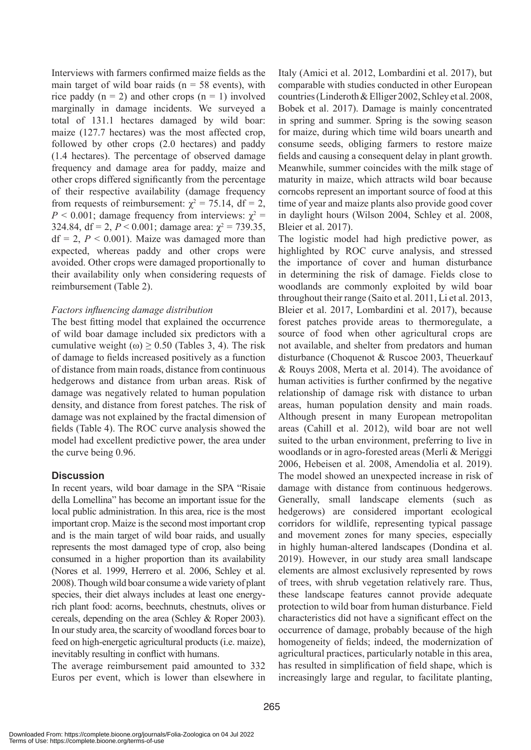Interviews with farmers confirmed maize fields as the main target of wild boar raids ($n = 58$ events), with rice paddy ($n = 2$) and other crops ($n = 1$) involved marginally in damage incidents. We surveyed a total of 131.1 hectares damaged by wild boar: maize (127.7 hectares) was the most affected crop, followed by other crops (2.0 hectares) and paddy (1.4 hectares). The percentage of observed damage frequency and damage area for paddy, maize and other crops differed significantly from the percentage of their respective availability (damage frequency from requests of reimbursement: $\chi^2 = 75.14$, df = 2, $P < 0.001$; damage frequency from interviews: $\chi^2 = 324.84$, df = 2, $P < 0.001$; damage area: $\chi^2 = 739.35$, df = 2, $P < 0.001$). Maize was damaged more than expected, whereas paddy and other crops were avoided. Other crops were damaged proportionally to their availability only when considering requests of reimbursement (Table 2).

*Factors influencing damage distribution*

The best fitting model that explained the occurrence of wild boar damage included six predictors with a cumulative weight ($\omega$) $\geq 0.50$ (Tables 3, 4). The risk of damage to fields increased positively as a function of distance from main roads, distance from continuous hedgerows and distance from urban areas. Risk of damage was negatively related to human population density, and distance from forest patches. The risk of damage was not explained by the fractal dimension of fields (Table 4). The ROC curve analysis showed the model had excellent predictive power, the area under the curve being 0.96.

## Discussion

In recent years, wild boar damage in the SPA "Risaie della Lomellina" has become an important issue for the local public administration. In this area, rice is the most important crop. Maize is the second most important crop and is the main target of wild boar raids, and usually represents the most damaged type of crop, also being consumed in a higher proportion than its availability (Nores et al. 1999, Herrero et al. 2006, Schley et al. 2008). Though wild boar consume a wide variety of plant species, their diet always includes at least one energy-rich plant food: acorns, beechnuts, chestnuts, olives or cereals, depending on the area (Schley & Roper 2003). In our study area, the scarcity of woodland forces boar to feed on high-energetic agricultural products (i.e. maize), inevitably resulting in conflict with humans.

The average reimbursement paid amounted to 332 Euros per event, which is lower than elsewhere in Italy (Amici et al. 2012, Lombardini et al. 2017), but comparable with studies conducted in other European countries (Linderoth & Elliger 2002, Schley et al. 2008, Bobek et al. 2017). Damage is mainly concentrated in spring and summer. Spring is the sowing season for maize, during which time wild boars unearth and consume seeds, obliging farmers to restore maize fields and causing a consequent delay in plant growth. Meanwhile, summer coincides with the milk stage of maturity in maize, which attracts wild boar because corncobs represent an important source of food at this time of year and maize plants also provide good cover in daylight hours (Wilson 2004, Schley et al. 2008, Bleier et al. 2017).

The logistic model had high predictive power, as highlighted by ROC curve analysis, and stressed the importance of cover and human disturbance in determining the risk of damage. Fields close to woodlands are commonly exploited by wild boar throughout their range (Saito et al. 2011, Li et al. 2013, Bleier et al. 2017, Lombardini et al. 2017), because forest patches provide areas to thermoregulate, a source of food when other agricultural crops are not available, and shelter from predators and human disturbance (Choquenot & Ruscoe 2003, Theuerkauf & Rouys 2008, Merta et al. 2014). The avoidance of human activities is further confirmed by the negative relationship of damage risk with distance to urban areas, human population density and main roads. Although present in many European metropolitan areas (Cahill et al. 2012), wild boar are not well suited to the urban environment, preferring to live in woodlands or in agro-forested areas (Merli & Meriggi 2006, Hebeisen et al. 2008, Amendolia et al. 2019). The model showed an unexpected increase in risk of damage with distance from continuous hedgerows. Generally, small landscape elements (such as hedgerows) are considered important ecological corridors for wildlife, representing typical passage and movement zones for many species, especially in highly human-altered landscapes (Dondina et al. 2019). However, in our study area small landscape elements are almost exclusively represented by rows of trees, with shrub vegetation relatively rare. Thus, these landscape features cannot provide adequate protection to wild boar from human disturbance. Field characteristics did not have a significant effect on the occurrence of damage, probably because of the high homogeneity of fields; indeed, the modernization of agricultural practices, particularly notable in this area, has resulted in simplification of field shape, which is increasingly large and regular, to facilitate planting,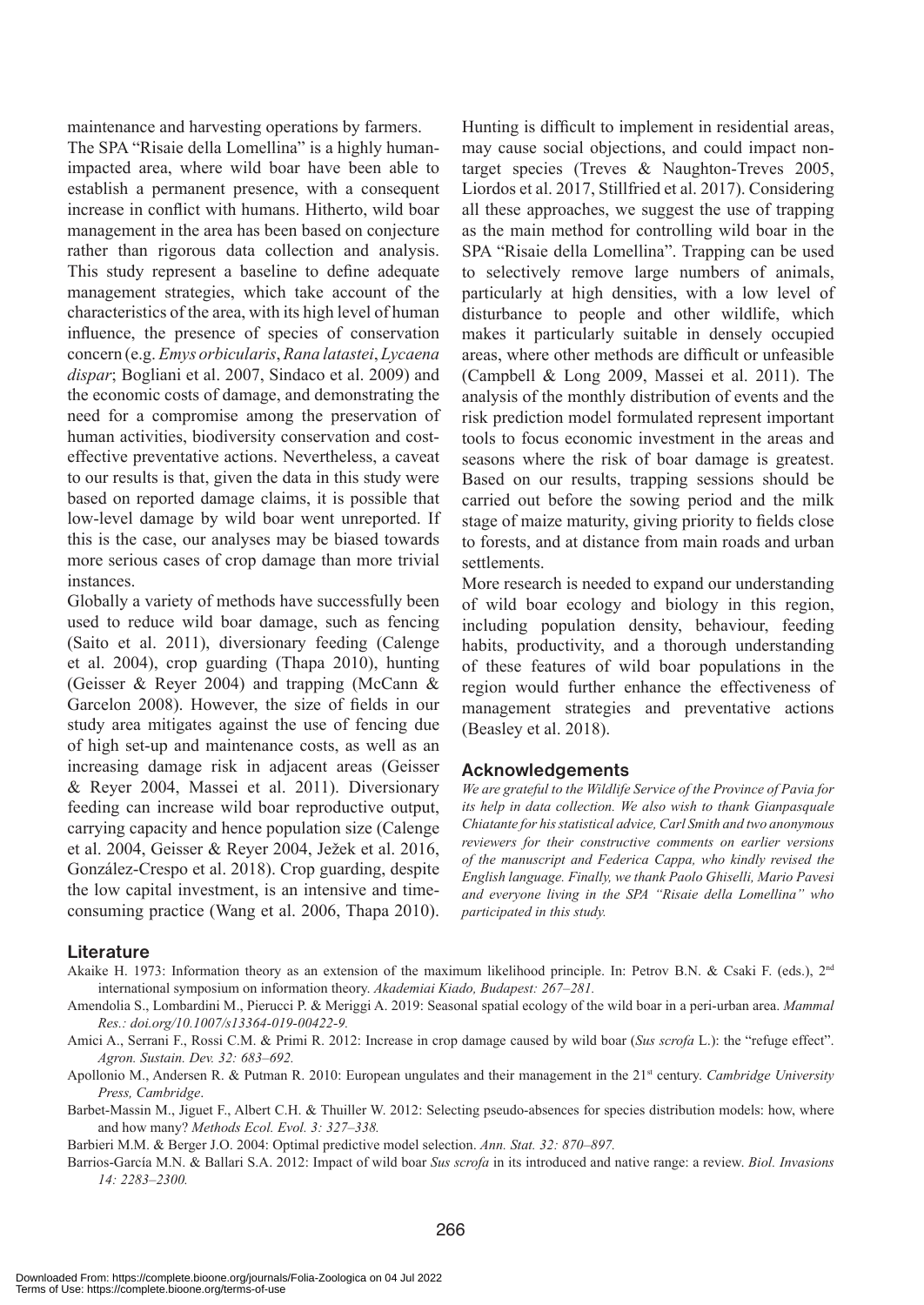maintenance and harvesting operations by farmers.

The SPA "Risaie della Lomellina" is a highly human-impacted area, where wild boar have been able to establish a permanent presence, with a consequent increase in conflict with humans. Hitherto, wild boar management in the area has been based on conjecture rather than rigorous data collection and analysis. This study represent a baseline to define adequate management strategies, which take account of the characteristics of the area, with its high level of human influence, the presence of species of conservation concern (e.g. *Emys orbicularis*, *Rana latastei*, *Lycaena dispar*; Bogliani et al. 2007, Sindaco et al. 2009) and the economic costs of damage, and demonstrating the need for a compromise among the preservation of human activities, biodiversity conservation and cost-effective preventative actions. Nevertheless, a caveat to our results is that, given the data in this study were based on reported damage claims, it is possible that low-level damage by wild boar went unreported. If this is the case, our analyses may be biased towards more serious cases of crop damage than more trivial instances.

Globally a variety of methods have successfully been used to reduce wild boar damage, such as fencing (Saito et al. 2011), diversionary feeding (Calenge et al. 2004), crop guarding (Thapa 2010), hunting (Geisser & Reyer 2004) and trapping (McCann & Garcelon 2008). However, the size of fields in our study area mitigates against the use of fencing due of high set-up and maintenance costs, as well as an increasing damage risk in adjacent areas (Geisser & Reyer 2004, Massei et al. 2011). Diversionary feeding can increase wild boar reproductive output, carrying capacity and hence population size (Calenge et al. 2004, Geisser & Reyer 2004, Ježek et al. 2016, González-Crespo et al. 2018). Crop guarding, despite the low capital investment, is an intensive and time-consuming practice (Wang et al. 2006, Thapa 2010). Hunting is difficult to implement in residential areas, may cause social objections, and could impact non-target species (Treves & Naughton-Treves 2005, Liordos et al. 2017, Stillfried et al. 2017). Considering all these approaches, we suggest the use of trapping as the main method for controlling wild boar in the SPA "Risaie della Lomellina". Trapping can be used to selectively remove large numbers of animals, particularly at high densities, with a low level of disturbance to people and other wildlife, which makes it particularly suitable in densely occupied areas, where other methods are difficult or unfeasible (Campbell & Long 2009, Massei et al. 2011). The analysis of the monthly distribution of events and the risk prediction model formulated represent important tools to focus economic investment in the areas and seasons where the risk of boar damage is greatest. Based on our results, trapping sessions should be carried out before the sowing period and the milk stage of maize maturity, giving priority to fields close to forests, and at distance from main roads and urban settlements.

More research is needed to expand our understanding of wild boar ecology and biology in this region, including population density, behaviour, feeding habits, productivity, and a thorough understanding of these features of wild boar populations in the region would further enhance the effectiveness of management strategies and preventative actions (Beasley et al. 2018).

## Acknowledgements

*We are grateful to the Wildlife Service of the Province of Pavia for its help in data collection. We also wish to thank Gianpasquale Chiatante for his statistical advice, Carl Smith and two anonymous reviewers for their constructive comments on earlier versions of the manuscript and Federica Cappa, who kindly revised the English language. Finally, we thank Paolo Ghiselli, Mario Pavesi and everyone living in the SPA "Risaie della Lomellina" who participated in this study.*

## Literature

Akaike H. 1973: Information theory as an extension of the maximum likelihood principle. In: Petrov B.N. & Csaki F. (eds.), 2nd international symposium on information theory. *Akademiai Kiado, Budapest: 267–281.*

Amendolia S., Lombardini M., Pierucci P. & Meriggi A. 2019: Seasonal spatial ecology of the wild boar in a peri-urban area. *Mammal Res.: doi.org/10.1007/s13364-019-00422-9.*

Amici A., Serrani F., Rossi C.M. & Primi R. 2012: Increase in crop damage caused by wild boar (*Sus scrofa* L.): the "refuge effect". *Agron. Sustain. Dev. 32: 683–692.*

Apollonio M., Andersen R. & Putman R. 2010: European ungulates and their management in the 21st century. *Cambridge University Press, Cambridge*.

Barbet-Massin M., Jiguet F., Albert C.H. & Thuiller W. 2012: Selecting pseudo-absences for species distribution models: how, where and how many? *Methods Ecol. Evol. 3: 327–338.*

Barbieri M.M. & Berger J.O. 2004: Optimal predictive model selection. *Ann. Stat. 32: 870–897.*

Barrios-García M.N. & Ballari S.A. 2012: Impact of wild boar *Sus scrofa* in its introduced and native range: a review. *Biol. Invasions 14: 2283–2300.*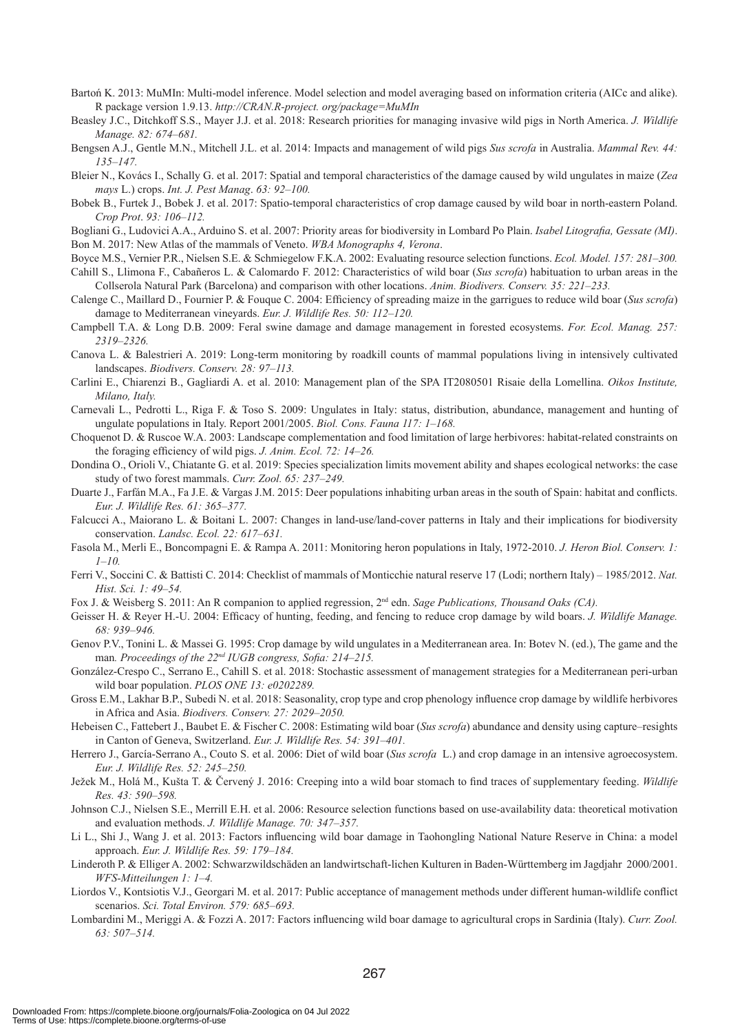Bartoń K. 2013: MuMIn: Multi-model inference. Model selection and model averaging based on information criteria (AICc and alike). R package version 1.9.13. *http://CRAN.R-project. org/package=MuMIn*

Beasley J.C., Ditchkoff S.S., Mayer J.J. et al. 2018: Research priorities for managing invasive wild pigs in North America. *J. Wildlife Manage. 82: 674–681.*

Bengsen A.J., Gentle M.N., Mitchell J.L. et al. 2014: Impacts and management of wild pigs *Sus scrofa* in Australia. *Mammal Rev. 44: 135–147.*

Bleier N., Kovács I., Schally G. et al. 2017: Spatial and temporal characteristics of the damage caused by wild ungulates in maize (*Zea mays* L.) crops. *Int. J. Pest Manag*. *63: 92–100.*

Bobek B., Furtek J., Bobek J. et al. 2017: Spatio-temporal characteristics of crop damage caused by wild boar in north-eastern Poland. *Crop Prot*. *93: 106–112.*

Bogliani G., Ludovici A.A., Arduino S. et al. 2007: Priority areas for biodiversity in Lombard Po Plain. *Isabel Litografia, Gessate (MI)*.

Bon M. 2017: New Atlas of the mammals of Veneto. *WBA Monographs 4, Verona*.

Boyce M.S., Vernier P.R., Nielsen S.E. & Schmiegelow F.K.A. 2002: Evaluating resource selection functions. *Ecol. Model. 157: 281–300.*

Cahill S., Llimona F., Cabañeros L. & Calomardo F. 2012: Characteristics of wild boar (*Sus scrofa*) habituation to urban areas in the Collserola Natural Park (Barcelona) and comparison with other locations. *Anim. Biodivers. Conserv. 35: 221–233.*

Calenge C., Maillard D., Fournier P. & Fouque C. 2004: Efficiency of spreading maize in the garrigues to reduce wild boar (*Sus scrofa*) damage to Mediterranean vineyards. *Eur. J. Wildlife Res. 50: 112–120.*

Campbell T.A. & Long D.B. 2009: Feral swine damage and damage management in forested ecosystems. *For. Ecol. Manag. 257: 2319–2326.*

Canova L. & Balestrieri A. 2019: Long-term monitoring by roadkill counts of mammal populations living in intensively cultivated landscapes. *Biodivers. Conserv. 28: 97–113.*

Carlini E., Chiarenzi B., Gagliardi A. et al. 2010: Management plan of the SPA IT2080501 Risaie della Lomellina. *Oikos Institute, Milano, Italy.*

Carnevali L., Pedrotti L., Riga F. & Toso S. 2009: Ungulates in Italy: status, distribution, abundance, management and hunting of ungulate populations in Italy. Report 2001/2005. *Biol. Cons. Fauna 117: 1–168.*

Choquenot D. & Ruscoe W.A. 2003: Landscape complementation and food limitation of large herbivores: habitat-related constraints on the foraging efficiency of wild pigs. *J. Anim. Ecol. 72: 14–26.*

Dondina O., Orioli V., Chiatante G. et al. 2019: Species specialization limits movement ability and shapes ecological networks: the case study of two forest mammals. *Curr. Zool. 65: 237–249.*

Duarte J., Farfán M.A., Fa J.E. & Vargas J.M. 2015: Deer populations inhabiting urban areas in the south of Spain: habitat and conflicts. *Eur. J. Wildlife Res. 61: 365–377.*

Falcucci A., Maiorano L. & Boitani L. 2007: Changes in land-use/land-cover patterns in Italy and their implications for biodiversity conservation. *Landsc. Ecol. 22: 617–631.*

Fasola M., Merli E., Boncompagni E. & Rampa A. 2011: Monitoring heron populations in Italy, 1972-2010. *J. Heron Biol. Conserv. 1: 1–10.*

Ferri V., Soccini C. & Battisti C. 2014: Checklist of mammals of Monticchie natural reserve 17 (Lodi; northern Italy) – 1985/2012. *Nat. Hist. Sci. 1: 49–54.*

Fox J. & Weisberg S. 2011: An R companion to applied regression, 2nd edn. *Sage Publications, Thousand Oaks (CA).*

Geisser H. & Reyer H.-U. 2004: Efficacy of hunting, feeding, and fencing to reduce crop damage by wild boars. *J. Wildlife Manage. 68: 939–946.*

Genov P.V., Tonini L. & Massei G. 1995: Crop damage by wild ungulates in a Mediterranean area. In: Botev N. (ed.), The game and the man*. Proceedings of the 22nd IUGB congress, Sofia: 214–215.*

González-Crespo C., Serrano E., Cahill S. et al. 2018: Stochastic assessment of management strategies for a Mediterranean peri-urban wild boar population. *PLOS ONE 13: e0202289.*

Gross E.M., Lakhar B.P., Subedi N. et al. 2018: Seasonality, crop type and crop phenology influence crop damage by wildlife herbivores in Africa and Asia. *Biodivers. Conserv. 27: 2029–2050.*

Hebeisen C., Fattebert J., Baubet E. & Fischer C. 2008: Estimating wild boar (*Sus scrofa*) abundance and density using capture–resights in Canton of Geneva, Switzerland. *Eur. J. Wildlife Res. 54: 391–401.*

Herrero J., García-Serrano A., Couto S. et al. 2006: Diet of wild boar (*Sus scrofa* L.) and crop damage in an intensive agroecosystem. *Eur. J. Wildlife Res. 52: 245–250.*

Ježek M., Holá M., Kušta T. & Červený J. 2016: Creeping into a wild boar stomach to find traces of supplementary feeding. *Wildlife Res. 43: 590–598.*

Johnson C.J., Nielsen S.E., Merrill E.H. et al. 2006: Resource selection functions based on use-availability data: theoretical motivation and evaluation methods. *J. Wildlife Manage. 70: 347–357.*

Li L., Shi J., Wang J. et al. 2013: Factors influencing wild boar damage in Taohongling National Nature Reserve in China: a model approach. *Eur. J. Wildlife Res. 59: 179–184.*

Linderoth P. & Elliger A. 2002: Schwarzwildschäden an landwirtschaft-lichen Kulturen in Baden-Württemberg im Jagdjahr 2000/2001. *WFS-Mitteilungen 1: 1–4.*

Liordos V., Kontsiotis V.J., Georgari M. et al. 2017: Public acceptance of management methods under different human-wildlife conflict scenarios. *Sci. Total Environ. 579: 685–693.*

Lombardini M., Meriggi A. & Fozzi A. 2017: Factors influencing wild boar damage to agricultural crops in Sardinia (Italy). *Curr. Zool. 63: 507–514.*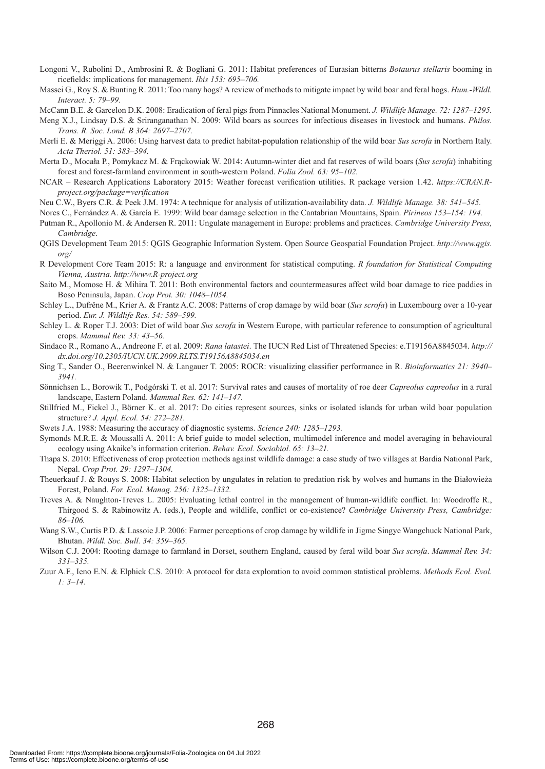Longoni V., Rubolini D., Ambrosini R. & Bogliani G. 2011: Habitat preferences of Eurasian bitterns *Botaurus stellaris* booming in ricefields: implications for management. *Ibis 153: 695–706.*

Massei G., Roy S. & Bunting R. 2011: Too many hogs? A review of methods to mitigate impact by wild boar and feral hogs. *Hum.-Wildl. Interact. 5: 79–99.*

McCann B.E. & Garcelon D.K. 2008: Eradication of feral pigs from Pinnacles National Monument. *J. Wildlife Manage. 72: 1287–1295.*

Meng X.J., Lindsay D.S. & Sriranganathan N. 2009: Wild boars as sources for infectious diseases in livestock and humans. *Philos. Trans. R. Soc. Lond. B 364: 2697–2707.*

Merli E. & Meriggi A. 2006: Using harvest data to predict habitat-population relationship of the wild boar *Sus scrofa* in Northern Italy. *Acta Theriol. 51: 383–394.*

Merta D., Mocała P., Pomykacz M. & Frąckowiak W. 2014: Autumn-winter diet and fat reserves of wild boars (*Sus scrofa*) inhabiting forest and forest-farmland environment in south-western Poland. *Folia Zool. 63: 95–102.*

NCAR – Research Applications Laboratory 2015: Weather forecast verification utilities. R package version 1.42. *https://CRAN.R-project.org/package=verification*

Neu C.W., Byers C.R. & Peek J.M. 1974: A technique for analysis of utilization-availability data. *J. Wildlife Manage. 38: 541–545.*

Nores C., Fernández A. & García E. 1999: Wild boar damage selection in the Cantabrian Mountains, Spain. *Pirineos 153–154: 194.*

Putman R., Apollonio M. & Andersen R. 2011: Ungulate management in Europe: problems and practices. *Cambridge University Press, Cambridge*.

QGIS Development Team 2015: QGIS Geographic Information System. Open Source Geospatial Foundation Project. *http://www.qgis.org/*

R Development Core Team 2015: R: a language and environment for statistical computing. *R foundation for Statistical Computing Vienna, Austria. http://www.R-project.org*

Saito M., Momose H. & Mihira T. 2011: Both environmental factors and countermeasures affect wild boar damage to rice paddies in Boso Peninsula, Japan. *Crop Prot. 30: 1048–1054.*

Schley L., Dufrêne M., Krier A. & Frantz A.C. 2008: Patterns of crop damage by wild boar (*Sus scrofa*) in Luxembourg over a 10-year period. *Eur. J. Wildlife Res. 54: 589–599.*

Schley L. & Roper T.J. 2003: Diet of wild boar *Sus scrofa* in Western Europe, with particular reference to consumption of agricultural crops. *Mammal Rev. 33: 43–56.*

Sindaco R., Romano A., Andreone F. et al. 2009: *Rana latastei*. The IUCN Red List of Threatened Species: e.T19156A8845034. *http://dx.doi.org/10.2305/IUCN.UK.2009.RLTS.T19156A8845034.en*

Sing T., Sander O., Beerenwinkel N. & Langauer T. 2005: ROCR: visualizing classifier performance in R. *Bioinformatics 21: 3940–3941.*

Sönnichsen L., Borowik T., Podgórski T. et al. 2017: Survival rates and causes of mortality of roe deer *Capreolus capreolus* in a rural landscape, Eastern Poland. *Mammal Res. 62: 141–147.*

Stillfried M., Fickel J., Börner K. et al. 2017: Do cities represent sources, sinks or isolated islands for urban wild boar population structure? *J. Appl. Ecol. 54: 272–281.*

Swets J.A. 1988: Measuring the accuracy of diagnostic systems. *Science 240: 1285–1293.*

Symonds M.R.E. & Moussalli A. 2011: A brief guide to model selection, multimodel inference and model averaging in behavioural ecology using Akaike's information criterion. *Behav. Ecol. Sociobiol. 65: 13–21.*

Thapa S. 2010: Effectiveness of crop protection methods against wildlife damage: a case study of two villages at Bardia National Park, Nepal. *Crop Prot. 29: 1297–1304.*

Theuerkauf J. & Rouys S. 2008: Habitat selection by ungulates in relation to predation risk by wolves and humans in the Białowieża Forest, Poland. *For. Ecol. Manag. 256: 1325–1332.*

Treves A. & Naughton-Treves L. 2005: Evaluating lethal control in the management of human-wildlife conflict. In: Woodroffe R., Thirgood S. & Rabinowitz A. (eds.), People and wildlife, conflict or co-existence? *Cambridge University Press, Cambridge: 86–106.*

Wang S.W., Curtis P.D. & Lassoie J.P. 2006: Farmer perceptions of crop damage by wildlife in Jigme Singye Wangchuck National Park, Bhutan. *Wildl. Soc. Bull. 34: 359–365.*

Wilson C.J. 2004: Rooting damage to farmland in Dorset, southern England, caused by feral wild boar *Sus scrofa*. *Mammal Rev. 34: 331–335.*

Zuur A.F., Ieno E.N. & Elphick C.S. 2010: A protocol for data exploration to avoid common statistical problems. *Methods Ecol. Evol. 1: 3–14.*